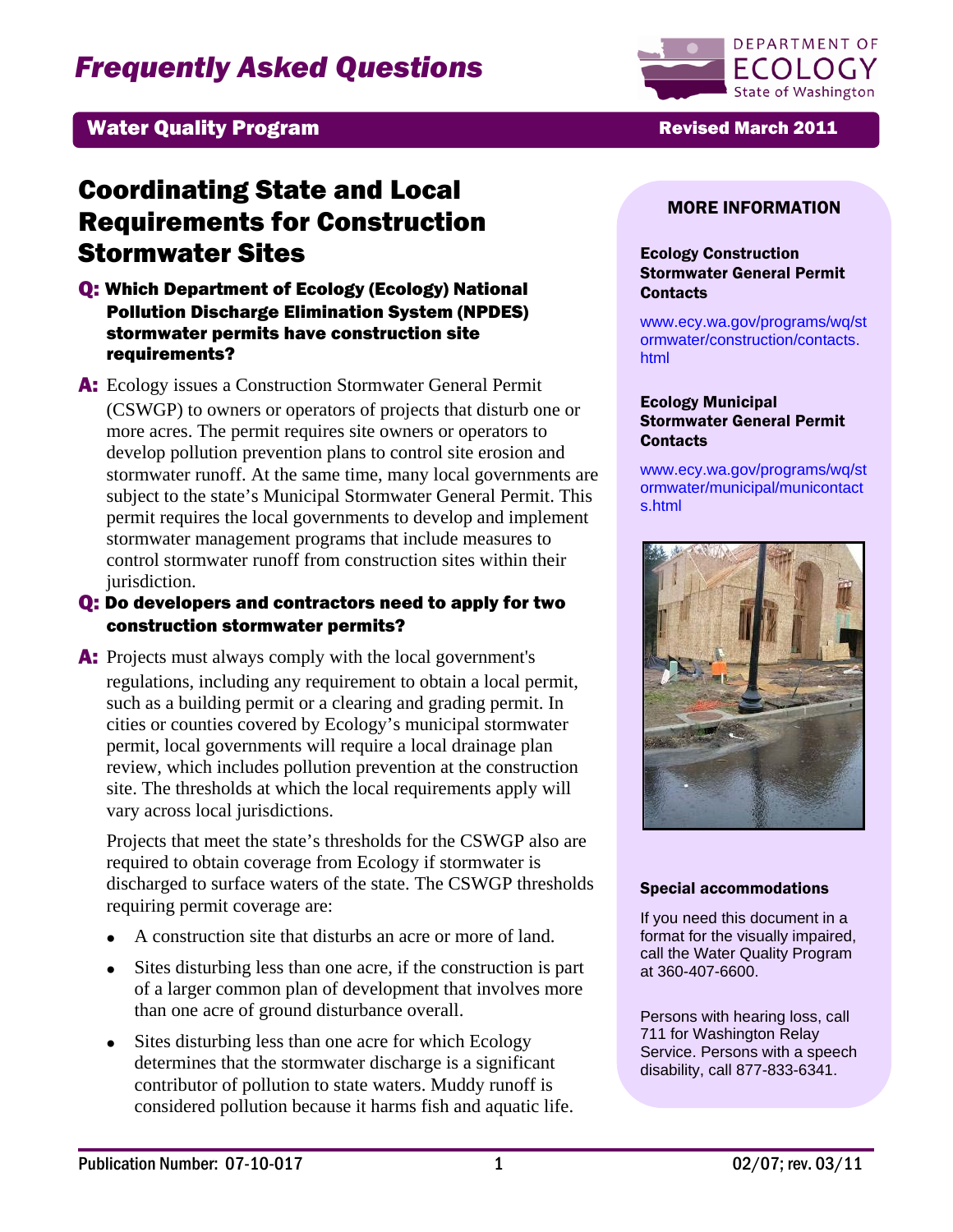# Frequently Asked Questions

**Water Quality Program** — **Revised March 2011**

## Coordinating State and Local Requirements for Construction Stormwater Sites

**Q: Which Department of Ecology (Ecology) National Pollution Discharge Elimination System (NPDES) stormwater permits have construction site requirements?**

**A:** Ecology issues a Construction Stormwater General Permit (CSWGP) to owners or operators of projects that disturb one or more acres. The permit requires site owners or operators to develop pollution prevention plans to control site erosion and stormwater runoff. At the same time, many local governments are subject to the state's Municipal Stormwater General Permit. This permit requires the local governments to develop and implement stormwater management programs that include measures to control stormwater runoff from construction sites within their jurisdiction.

**Q: Do developers and contractors need to apply for two construction stormwater permits?**

**A:** Projects must always comply with the local government's regulations, including any requirement to obtain a local permit, such as a building permit or a clearing and grading permit. In cities or counties covered by Ecology's municipal stormwater permit, local governments will require a local drainage plan review, which includes pollution prevention at the construction site. The thresholds at which the local requirements apply will vary across local jurisdictions.

Projects that meet the state's thresholds for the CSWGP also are required to obtain coverage from Ecology if stormwater is discharged to surface waters of the state. The CSWGP thresholds requiring permit coverage are:

- A construction site that disturbs an acre or more of land.
- Sites disturbing less than one acre, if the construction is part of a larger common plan of development that involves more than one acre of ground disturbance overall.
- Sites disturbing less than one acre for which Ecology determines that the stormwater discharge is a significant contributor of pollution to state waters. Muddy runoff is considered pollution because it harms fish and aquatic life.

### MORE INFORMATION

**Ecology Construction Stormwater General Permit Contacts**

www.ecy.wa.gov/programs/wq/stormwater/construction/contacts.html

**Ecology Municipal Stormwater General Permit Contacts**

www.ecy.wa.gov/programs/wq/stormwater/municipal/municontacts.html

**Special accommodations**

If you need this document in a format for the visually impaired, call the Water Quality Program at 360-407-6600.

Persons with hearing loss, call 711 for Washington Relay Service. Persons with a speech disability, call 877-833-6341.

Publication Number: 07-10-017 — 02/07; rev. 03/11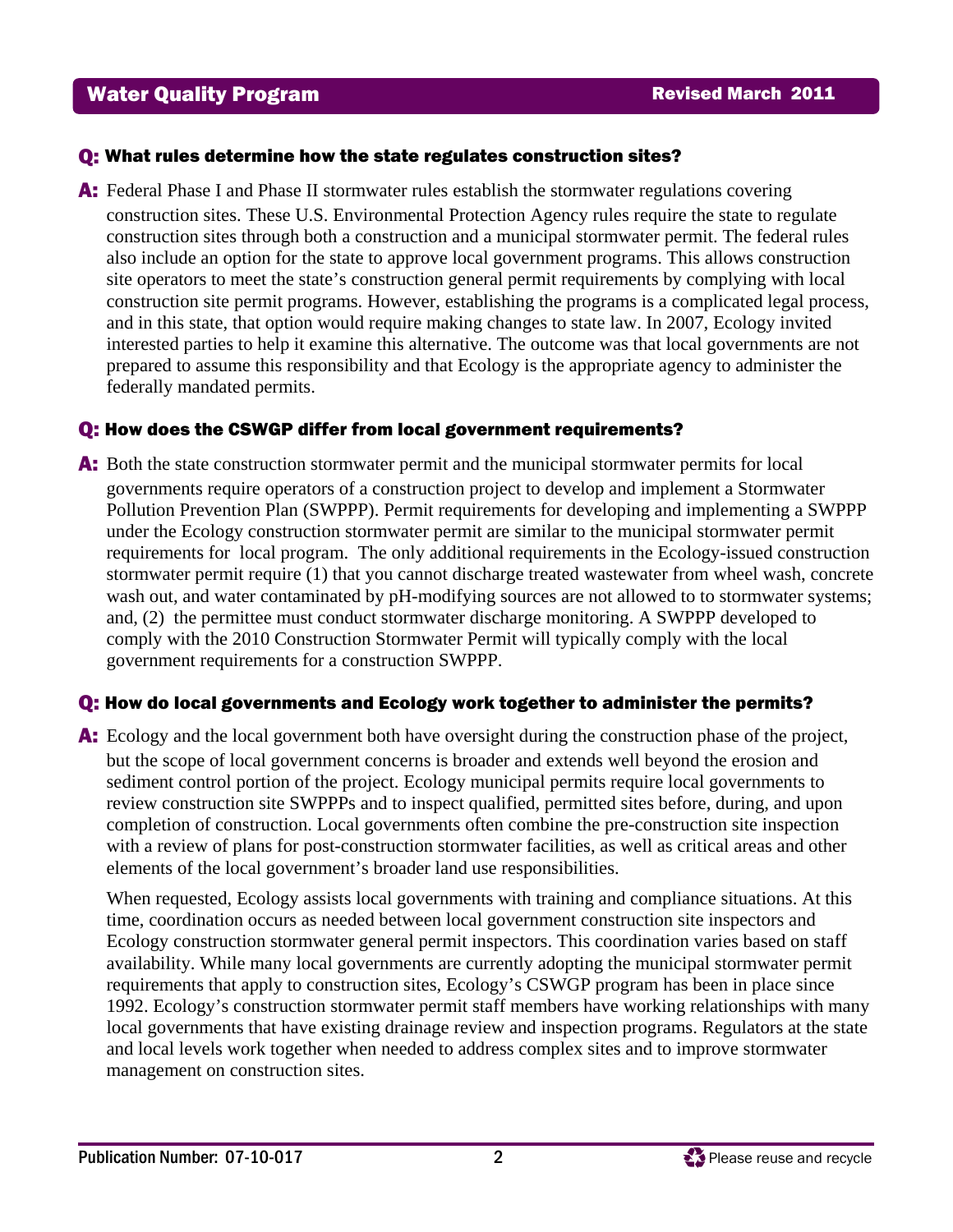**Q: What rules determine how the state regulates construction sites?**

**A:** Federal Phase I and Phase II stormwater rules establish the stormwater regulations covering construction sites. These U.S. Environmental Protection Agency rules require the state to regulate construction sites through both a construction and a municipal stormwater permit. The federal rules also include an option for the state to approve local government programs. This allows construction site operators to meet the state's construction general permit requirements by complying with local construction site permit programs. However, establishing the programs is a complicated legal process, and in this state, that option would require making changes to state law. In 2007, Ecology invited interested parties to help it examine this alternative. The outcome was that local governments are not prepared to assume this responsibility and that Ecology is the appropriate agency to administer the federally mandated permits.

**Q: How does the CSWGP differ from local government requirements?**

**A:** Both the state construction stormwater permit and the municipal stormwater permits for local governments require operators of a construction project to develop and implement a Stormwater Pollution Prevention Plan (SWPPP). Permit requirements for developing and implementing a SWPPP under the Ecology construction stormwater permit are similar to the municipal stormwater permit requirements for local program. The only additional requirements in the Ecology-issued construction stormwater permit require (1) that you cannot discharge treated wastewater from wheel wash, concrete wash out, and water contaminated by pH-modifying sources are not allowed to to stormwater systems; and, (2) the permittee must conduct stormwater discharge monitoring. A SWPPP developed to comply with the 2010 Construction Stormwater Permit will typically comply with the local government requirements for a construction SWPPP.

**Q: How do local governments and Ecology work together to administer the permits?**

**A:** Ecology and the local government both have oversight during the construction phase of the project, but the scope of local government concerns is broader and extends well beyond the erosion and sediment control portion of the project. Ecology municipal permits require local governments to review construction site SWPPPs and to inspect qualified, permitted sites before, during, and upon completion of construction. Local governments often combine the pre-construction site inspection with a review of plans for post-construction stormwater facilities, as well as critical areas and other elements of the local government's broader land use responsibilities.

When requested, Ecology assists local governments with training and compliance situations. At this time, coordination occurs as needed between local government construction site inspectors and Ecology construction stormwater general permit inspectors. This coordination varies based on staff availability. While many local governments are currently adopting the municipal stormwater permit requirements that apply to construction sites, Ecology's CSWGP program has been in place since 1992. Ecology's construction stormwater permit staff members have working relationships with many local governments that have existing drainage review and inspection programs. Regulators at the state and local levels work together when needed to address complex sites and to improve stormwater management on construction sites.